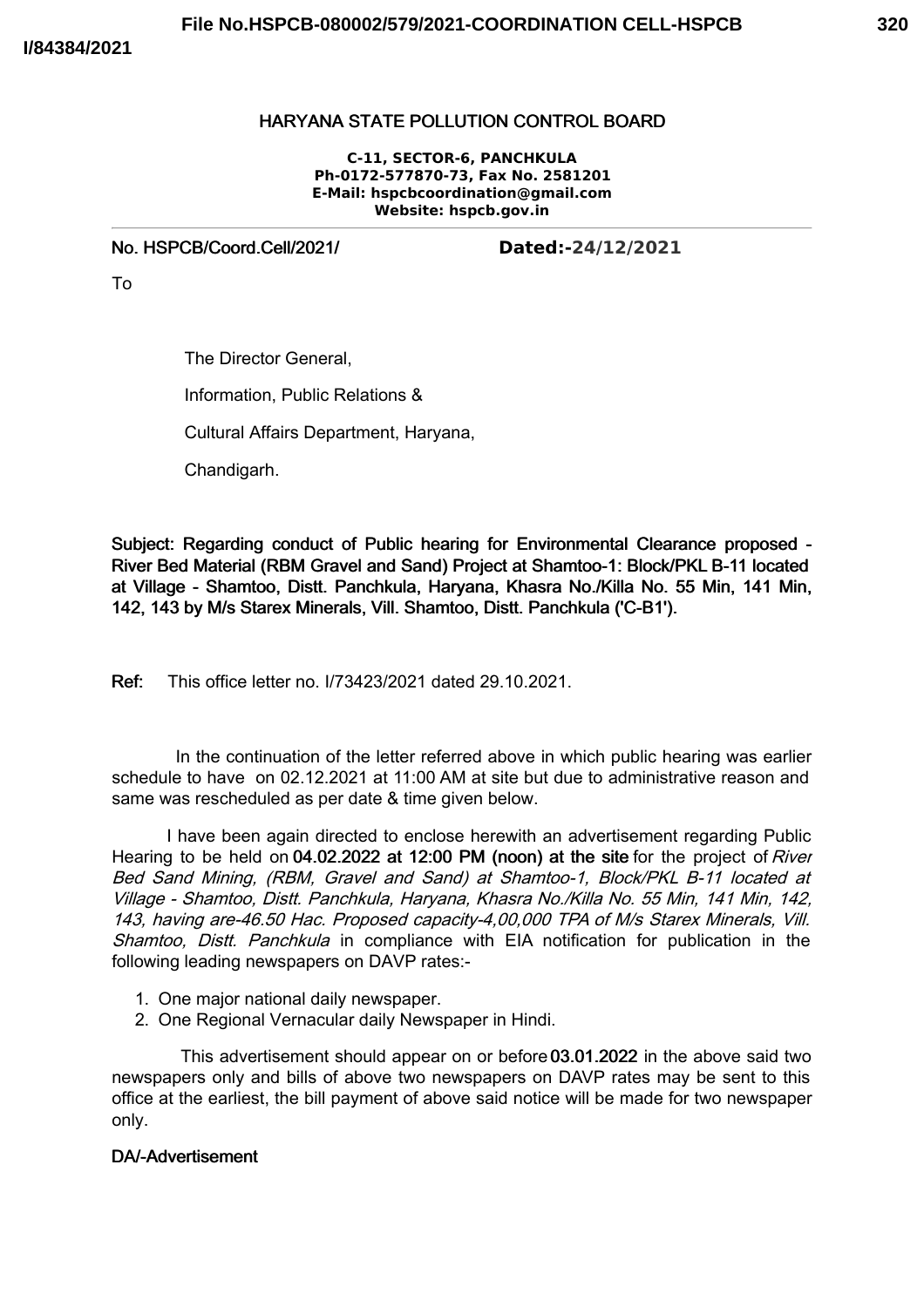# HARYANA STATE POLLUTION CONTROL BOARD

**C-11, SECTOR-6, PANCHKULA**
**Ph-0172-577870-73, Fax No. 2581201**
**E-Mail: hspcbcoordination@gmail.com**
**Website: hspcb.gov.in**

No. HSPCB/Coord.Cell/2021/ **Dated:-24/12/2021**

To

The Director General,

Information, Public Relations &

Cultural Affairs Department, Haryana,

Chandigarh.

**Subject: Regarding conduct of Public hearing for Environmental Clearance proposed - River Bed Material (RBM Gravel and Sand) Project at Shamtoo-1: Block/PKL B-11 located at Village - Shamtoo, Distt. Panchkula, Haryana, Khasra No./Killa No. 55 Min, 141 Min, 142, 143 by M/s Starex Minerals, Vill. Shamtoo, Distt. Panchkula ('C-B1').**

**Ref:** This office letter no. I/73423/2021 dated 29.10.2021.

In the continuation of the letter referred above in which public hearing was earlier schedule to have on 02.12.2021 at 11:00 AM at site but due to administrative reason and same was rescheduled as per date & time given below.

I have been again directed to enclose herewith an advertisement regarding Public Hearing to be held on **04.02.2022 at 12:00 PM (noon) at the site** for the project of *River Bed Sand Mining, (RBM, Gravel and Sand) at Shamtoo-1, Block/PKL B-11 located at Village - Shamtoo, Distt. Panchkula, Haryana, Khasra No./Killa No. 55 Min, 141 Min, 142, 143, having are-46.50 Hac. Proposed capacity-4,00,000 TPA of M/s Starex Minerals, Vill. Shamtoo, Distt. Panchkula* in compliance with EIA notification for publication in the following leading newspapers on DAVP rates:-

1. One major national daily newspaper.
2. One Regional Vernacular daily Newspaper in Hindi.

This advertisement should appear on or before **03.01.2022** in the above said two newspapers only and bills of above two newspapers on DAVP rates may be sent to this office at the earliest, the bill payment of above said notice will be made for two newspaper only.

**DA/-Advertisement**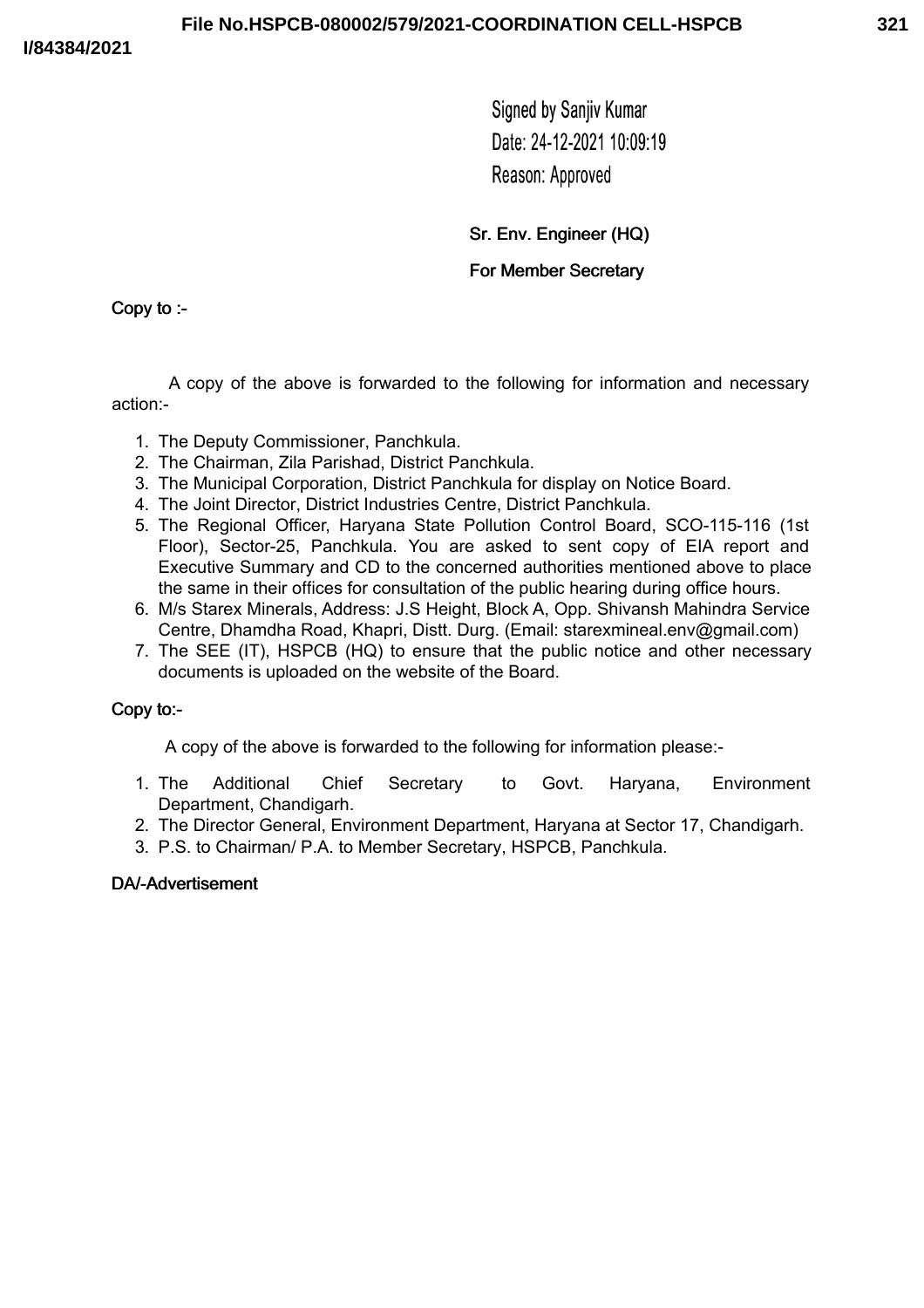Signed by Sanjiv Kumar
Date: 24-12-2021 10:09:19
Reason: Approved

Sr. Env. Engineer (HQ)

For Member Secretary

Copy to :-

A copy of the above is forwarded to the following for information and necessary action:-

1. The Deputy Commissioner, Panchkula.
2. The Chairman, Zila Parishad, District Panchkula.
3. The Municipal Corporation, District Panchkula for display on Notice Board.
4. The Joint Director, District Industries Centre, District Panchkula.
5. The Regional Officer, Haryana State Pollution Control Board, SCO-115-116 (1st Floor), Sector-25, Panchkula. You are asked to sent copy of EIA report and Executive Summary and CD to the concerned authorities mentioned above to place the same in their offices for consultation of the public hearing during office hours.
6. M/s Starex Minerals, Address: J.S Height, Block A, Opp. Shivansh Mahindra Service Centre, Dhamdha Road, Khapri, Distt. Durg. (Email: starexmineal.env@gmail.com)
7. The SEE (IT), HSPCB (HQ) to ensure that the public notice and other necessary documents is uploaded on the website of the Board.

Copy to:-

A copy of the above is forwarded to the following for information please:-

1. The Additional Chief Secretary to Govt. Haryana, Environment Department, Chandigarh.
2. The Director General, Environment Department, Haryana at Sector 17, Chandigarh.
3. P.S. to Chairman/ P.A. to Member Secretary, HSPCB, Panchkula.

DA/-Advertisement